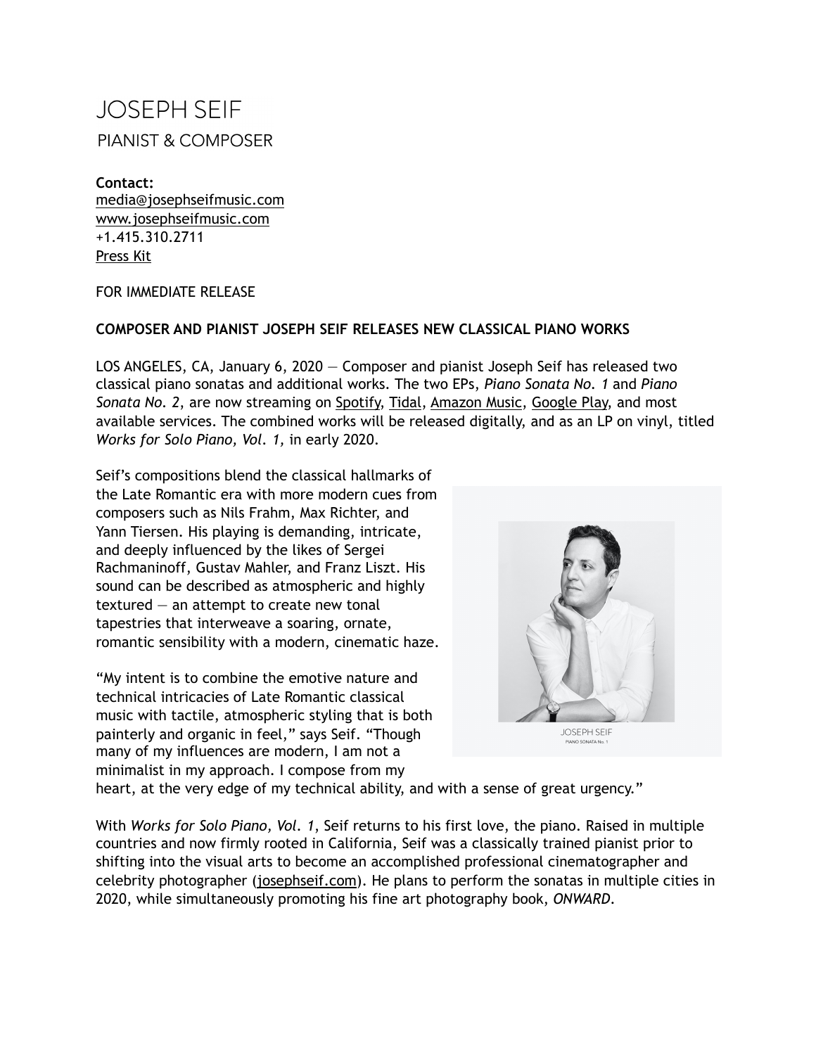# JOSEPH SEIF

## PIANIST & COMPOSER

**Contact:**
media@josephseifmusic.com
www.josephseifmusic.com
+1.415.310.2711
Press Kit

FOR IMMEDIATE RELEASE

**COMPOSER AND PIANIST JOSEPH SEIF RELEASES NEW CLASSICAL PIANO WORKS**

LOS ANGELES, CA, January 6, 2020 — Composer and pianist Joseph Seif has released two classical piano sonatas and additional works. The two EPs, *Piano Sonata No. 1* and *Piano Sonata No. 2*, are now streaming on Spotify, Tidal, Amazon Music, Google Play, and most available services. The combined works will be released digitally, and as an LP on vinyl, titled *Works for Solo Piano, Vol. 1,* in early 2020.

Seif's compositions blend the classical hallmarks of the Late Romantic era with more modern cues from composers such as Nils Frahm, Max Richter, and Yann Tiersen. His playing is demanding, intricate, and deeply influenced by the likes of Sergei Rachmaninoff, Gustav Mahler, and Franz Liszt. His sound can be described as atmospheric and highly textured — an attempt to create new tonal tapestries that interweave a soaring, ornate, romantic sensibility with a modern, cinematic haze.

JOSEPH SEIF
PIANO SONATA No. 1

"My intent is to combine the emotive nature and technical intricacies of Late Romantic classical music with tactile, atmospheric styling that is both painterly and organic in feel," says Seif. "Though many of my influences are modern, I am not a minimalist in my approach. I compose from my heart, at the very edge of my technical ability, and with a sense of great urgency."

With *Works for Solo Piano, Vol. 1*, Seif returns to his first love, the piano. Raised in multiple countries and now firmly rooted in California, Seif was a classically trained pianist prior to shifting into the visual arts to become an accomplished professional cinematographer and celebrity photographer (josephseif.com). He plans to perform the sonatas in multiple cities in 2020, while simultaneously promoting his fine art photography book, *ONWARD*.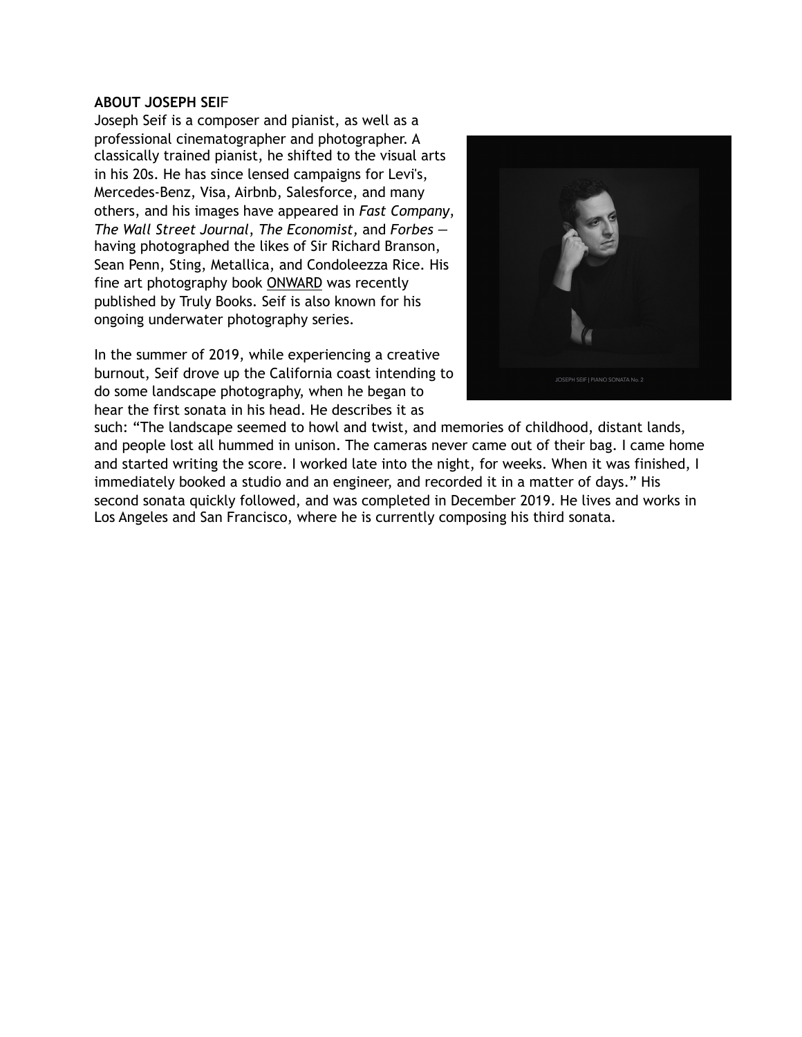**ABOUT JOSEPH SEIF**

Joseph Seif is a composer and pianist, as well as a professional cinematographer and photographer. A classically trained pianist, he shifted to the visual arts in his 20s. He has since lensed campaigns for Levi's, Mercedes-Benz, Visa, Airbnb, Salesforce, and many others, and his images have appeared in *Fast Company*, *The Wall Street Journal*, *The Economist,* and *Forbes* — having photographed the likes of Sir Richard Branson, Sean Penn, Sting, Metallica, and Condoleezza Rice. His fine art photography book ONWARD was recently published by Truly Books. Seif is also known for his ongoing underwater photography series.

In the summer of 2019, while experiencing a creative burnout, Seif drove up the California coast intending to do some landscape photography, when he began to hear the first sonata in his head. He describes it as such: "The landscape seemed to howl and twist, and memories of childhood, distant lands, and people lost all hummed in unison. The cameras never came out of their bag. I came home and started writing the score. I worked late into the night, for weeks. When it was finished, I immediately booked a studio and an engineer, and recorded it in a matter of days." His second sonata quickly followed, and was completed in December 2019. He lives and works in Los Angeles and San Francisco, where he is currently composing his third sonata.